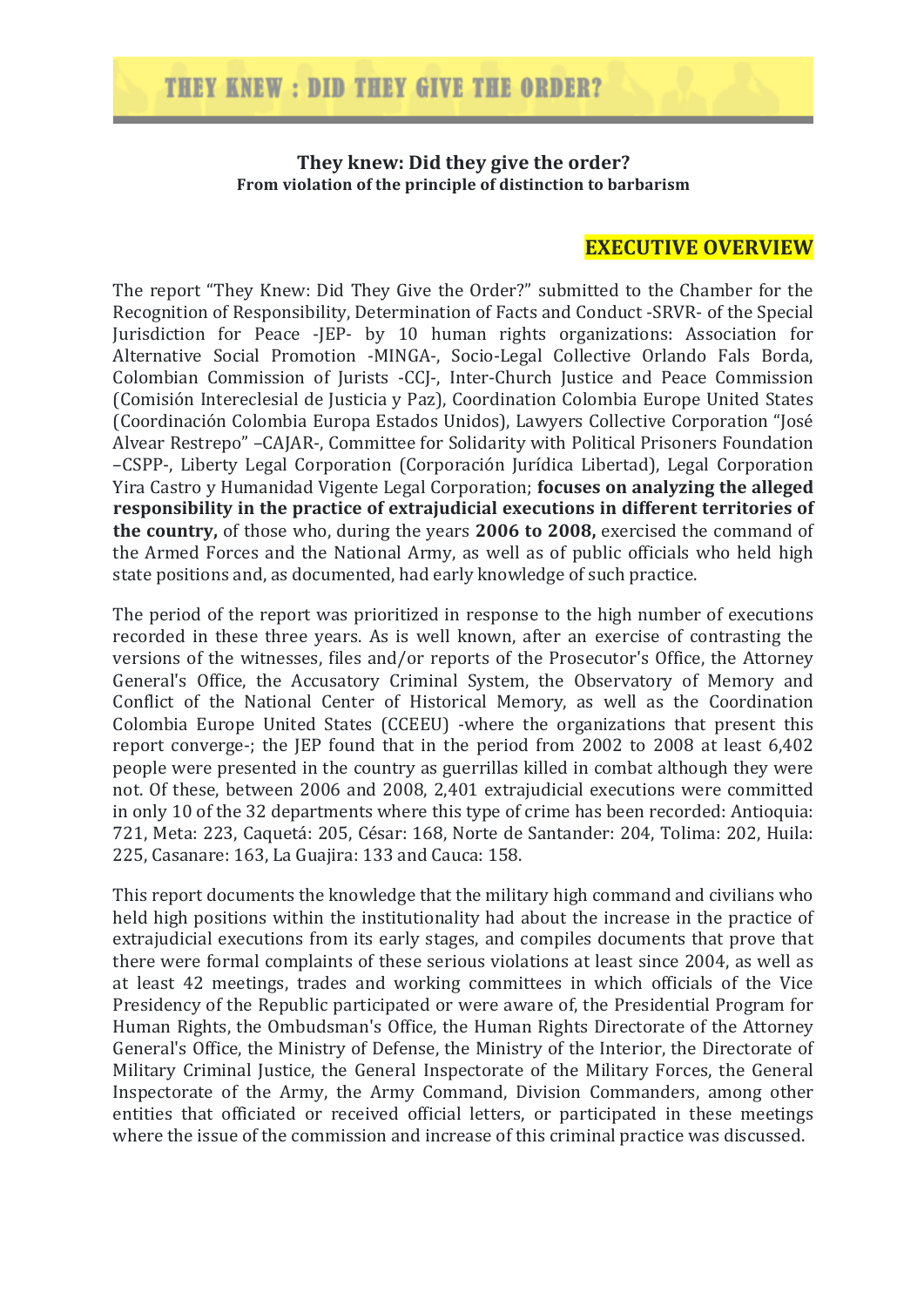**They knew: Did they give the order?**
**From violation of the principle of distinction to barbarism**

## EXECUTIVE OVERVIEW

The report "They Knew: Did They Give the Order?" submitted to the Chamber for the Recognition of Responsibility, Determination of Facts and Conduct -SRVR- of the Special Jurisdiction for Peace -JEP- by 10 human rights organizations: Association for Alternative Social Promotion -MINGA-, Socio-Legal Collective Orlando Fals Borda, Colombian Commission of Jurists -CCJ-, Inter-Church Justice and Peace Commission (Comisión Intereclesial de Justicia y Paz), Coordination Colombia Europe United States (Coordinación Colombia Europa Estados Unidos), Lawyers Collective Corporation "José Alvear Restrepo" –CAJAR-, Committee for Solidarity with Political Prisoners Foundation –CSPP-, Liberty Legal Corporation (Corporación Jurídica Libertad), Legal Corporation Yira Castro y Humanidad Vigente Legal Corporation; **focuses on analyzing the alleged responsibility in the practice of extrajudicial executions in different territories of the country,** of those who, during the years **2006 to 2008,** exercised the command of the Armed Forces and the National Army, as well as of public officials who held high state positions and, as documented, had early knowledge of such practice.

The period of the report was prioritized in response to the high number of executions recorded in these three years. As is well known, after an exercise of contrasting the versions of the witnesses, files and/or reports of the Prosecutor's Office, the Attorney General's Office, the Accusatory Criminal System, the Observatory of Memory and Conflict of the National Center of Historical Memory, as well as the Coordination Colombia Europe United States (CCEEU) -where the organizations that present this report converge-; the JEP found that in the period from 2002 to 2008 at least 6,402 people were presented in the country as guerrillas killed in combat although they were not. Of these, between 2006 and 2008, 2,401 extrajudicial executions were committed in only 10 of the 32 departments where this type of crime has been recorded: Antioquia: 721, Meta: 223, Caquetá: 205, César: 168, Norte de Santander: 204, Tolima: 202, Huila: 225, Casanare: 163, La Guajira: 133 and Cauca: 158.

This report documents the knowledge that the military high command and civilians who held high positions within the institutionality had about the increase in the practice of extrajudicial executions from its early stages, and compiles documents that prove that there were formal complaints of these serious violations at least since 2004, as well as at least 42 meetings, trades and working committees in which officials of the Vice Presidency of the Republic participated or were aware of, the Presidential Program for Human Rights, the Ombudsman's Office, the Human Rights Directorate of the Attorney General's Office, the Ministry of Defense, the Ministry of the Interior, the Directorate of Military Criminal Justice, the General Inspectorate of the Military Forces, the General Inspectorate of the Army, the Army Command, Division Commanders, among other entities that officiated or received official letters, or participated in these meetings where the issue of the commission and increase of this criminal practice was discussed.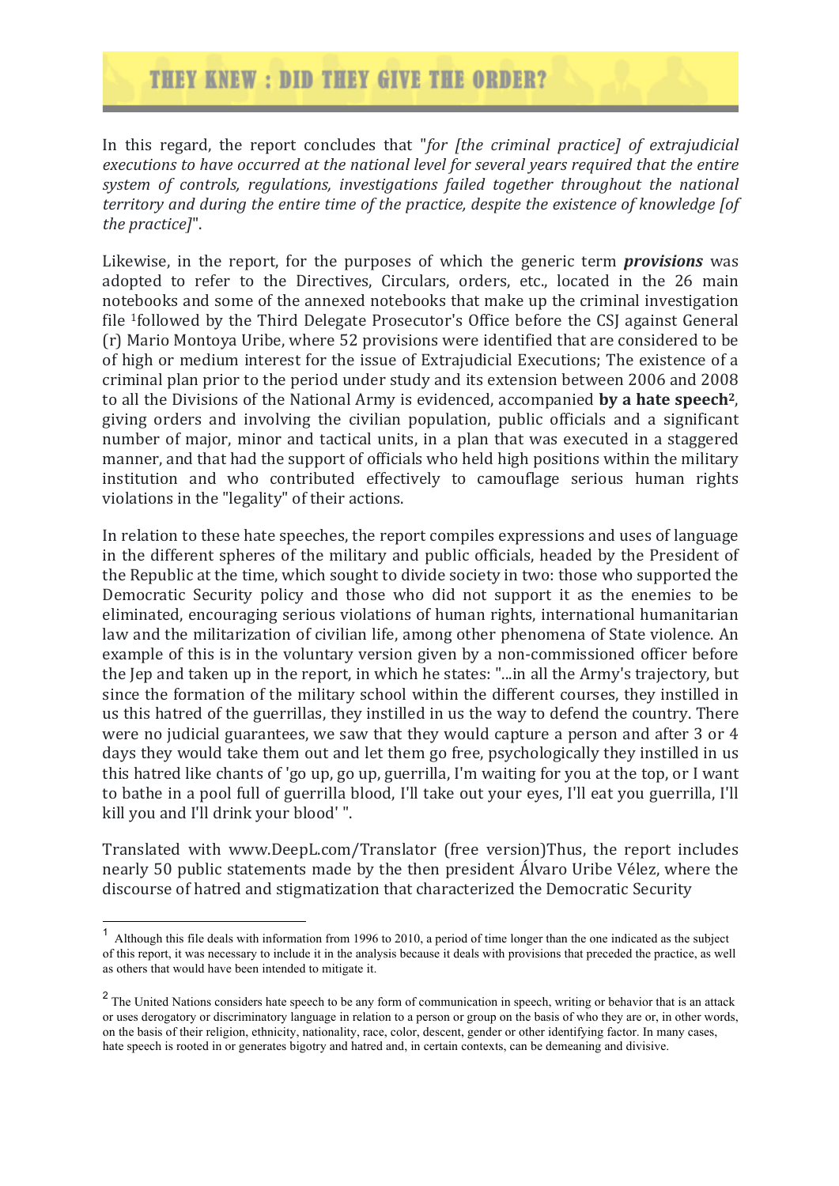In this regard, the report concludes that "*for [the criminal practice] of extrajudicial executions to have occurred at the national level for several years required that the entire system of controls, regulations, investigations failed together throughout the national territory and during the entire time of the practice, despite the existence of knowledge [of the practice]*".

Likewise, in the report, for the purposes of which the generic term ***provisions*** was adopted to refer to the Directives, Circulars, orders, etc., located in the 26 main notebooks and some of the annexed notebooks that make up the criminal investigation file [1]followed by the Third Delegate Prosecutor's Office before the CSJ against General (r) Mario Montoya Uribe, where 52 provisions were identified that are considered to be of high or medium interest for the issue of Extrajudicial Executions; The existence of a criminal plan prior to the period under study and its extension between 2006 and 2008 to all the Divisions of the National Army is evidenced, accompanied **by a hate speech[2]**, giving orders and involving the civilian population, public officials and a significant number of major, minor and tactical units, in a plan that was executed in a staggered manner, and that had the support of officials who held high positions within the military institution and who contributed effectively to camouflage serious human rights violations in the "legality" of their actions.

In relation to these hate speeches, the report compiles expressions and uses of language in the different spheres of the military and public officials, headed by the President of the Republic at the time, which sought to divide society in two: those who supported the Democratic Security policy and those who did not support it as the enemies to be eliminated, encouraging serious violations of human rights, international humanitarian law and the militarization of civilian life, among other phenomena of State violence. An example of this is in the voluntary version given by a non-commissioned officer before the Jep and taken up in the report, in which he states: "...in all the Army's trajectory, but since the formation of the military school within the different courses, they instilled in us this hatred of the guerrillas, they instilled in us the way to defend the country. There were no judicial guarantees, we saw that they would capture a person and after 3 or 4 days they would take them out and let them go free, psychologically they instilled in us this hatred like chants of 'go up, go up, guerrilla, I'm waiting for you at the top, or I want to bathe in a pool full of guerrilla blood, I'll take out your eyes, I'll eat you guerrilla, I'll kill you and I'll drink your blood' ".

Translated with www.DeepL.com/Translator (free version)Thus, the report includes nearly 50 public statements made by the then president Álvaro Uribe Vélez, where the discourse of hatred and stigmatization that characterized the Democratic Security

---

[1] Although this file deals with information from 1996 to 2010, a period of time longer than the one indicated as the subject of this report, it was necessary to include it in the analysis because it deals with provisions that preceded the practice, as well as others that would have been intended to mitigate it.

[2] The United Nations considers hate speech to be any form of communication in speech, writing or behavior that is an attack or uses derogatory or discriminatory language in relation to a person or group on the basis of who they are or, in other words, on the basis of their religion, ethnicity, nationality, race, color, descent, gender or other identifying factor. In many cases, hate speech is rooted in or generates bigotry and hatred and, in certain contexts, can be demeaning and divisive.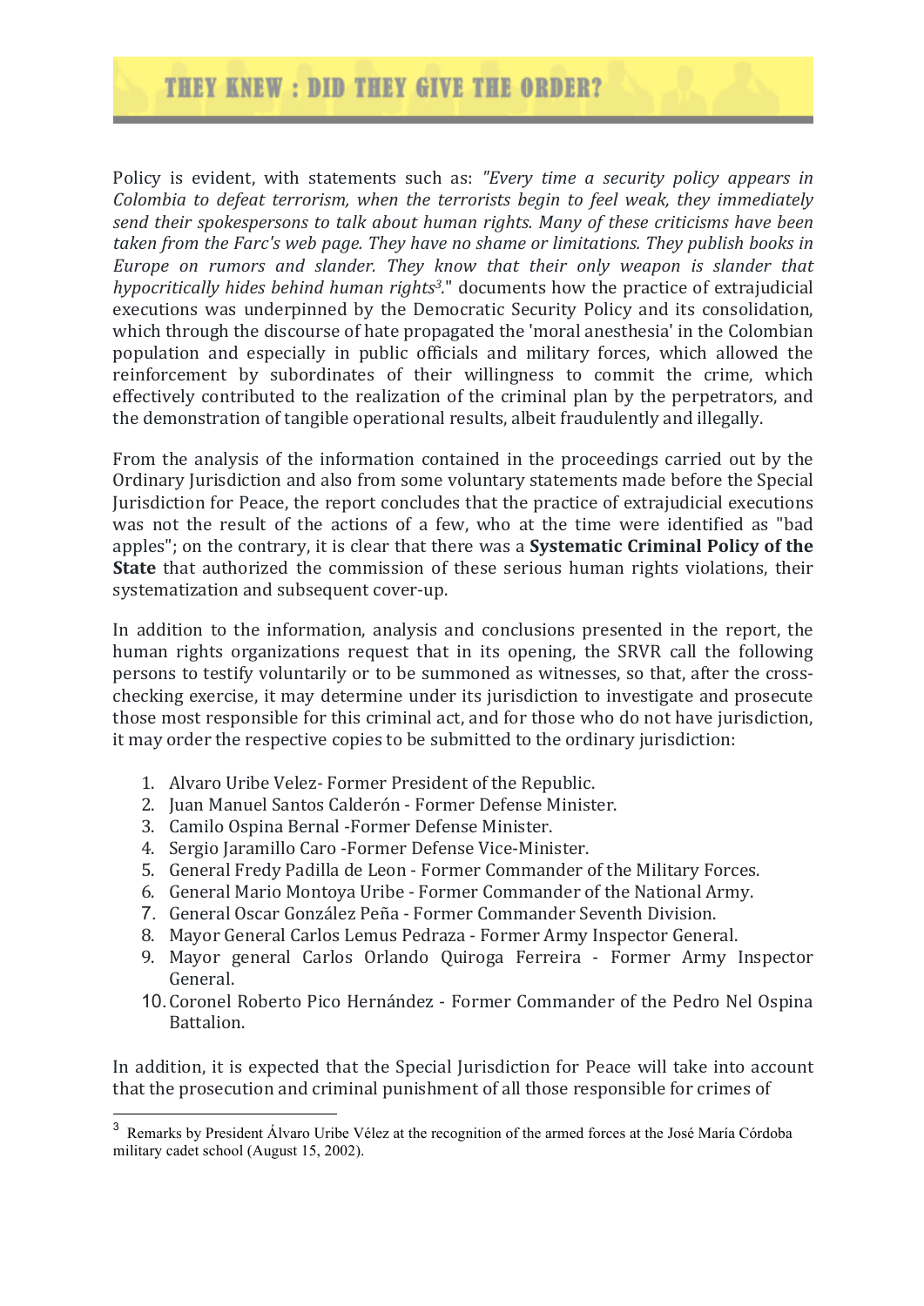Policy is evident, with statements such as: *"Every time a security policy appears in Colombia to defeat terrorism, when the terrorists begin to feel weak, they immediately send their spokespersons to talk about human rights. Many of these criticisms have been taken from the Farc's web page. They have no shame or limitations. They publish books in Europe on rumors and slander. They know that their only weapon is slander that hypocritically hides behind human rights[3]."* documents how the practice of extrajudicial executions was underpinned by the Democratic Security Policy and its consolidation, which through the discourse of hate propagated the 'moral anesthesia' in the Colombian population and especially in public officials and military forces, which allowed the reinforcement by subordinates of their willingness to commit the crime, which effectively contributed to the realization of the criminal plan by the perpetrators, and the demonstration of tangible operational results, albeit fraudulently and illegally.

From the analysis of the information contained in the proceedings carried out by the Ordinary Jurisdiction and also from some voluntary statements made before the Special Jurisdiction for Peace, the report concludes that the practice of extrajudicial executions was not the result of the actions of a few, who at the time were identified as "bad apples"; on the contrary, it is clear that there was a **Systematic Criminal Policy of the State** that authorized the commission of these serious human rights violations, their systematization and subsequent cover-up.

In addition to the information, analysis and conclusions presented in the report, the human rights organizations request that in its opening, the SRVR call the following persons to testify voluntarily or to be summoned as witnesses, so that, after the cross-checking exercise, it may determine under its jurisdiction to investigate and prosecute those most responsible for this criminal act, and for those who do not have jurisdiction, it may order the respective copies to be submitted to the ordinary jurisdiction:

1. Alvaro Uribe Velez- Former President of the Republic.
2. Juan Manuel Santos Calderón - Former Defense Minister.
3. Camilo Ospina Bernal -Former Defense Minister.
4. Sergio Jaramillo Caro -Former Defense Vice-Minister.
5. General Fredy Padilla de Leon - Former Commander of the Military Forces.
6. General Mario Montoya Uribe - Former Commander of the National Army.
7. General Oscar González Peña - Former Commander Seventh Division.
8. Mayor General Carlos Lemus Pedraza - Former Army Inspector General.
9. Mayor general Carlos Orlando Quiroga Ferreira - Former Army Inspector General.
10. Coronel Roberto Pico Hernández - Former Commander of the Pedro Nel Ospina Battalion.

In addition, it is expected that the Special Jurisdiction for Peace will take into account that the prosecution and criminal punishment of all those responsible for crimes of

[3] Remarks by President Álvaro Uribe Vélez at the recognition of the armed forces at the José María Córdoba military cadet school (August 15, 2002).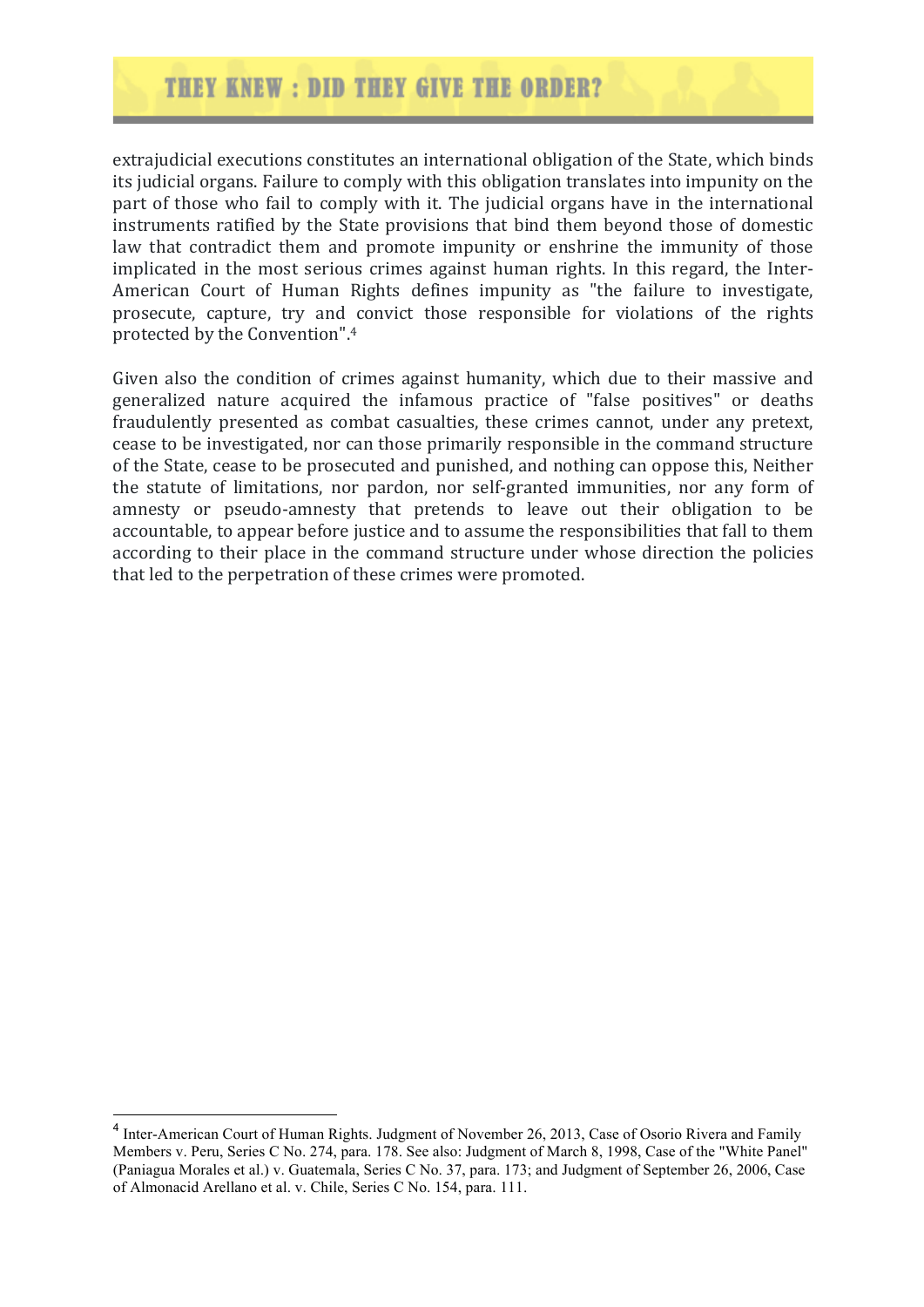extrajudicial executions constitutes an international obligation of the State, which binds its judicial organs. Failure to comply with this obligation translates into impunity on the part of those who fail to comply with it. The judicial organs have in the international instruments ratified by the State provisions that bind them beyond those of domestic law that contradict them and promote impunity or enshrine the immunity of those implicated in the most serious crimes against human rights. In this regard, the Inter-American Court of Human Rights defines impunity as "the failure to investigate, prosecute, capture, try and convict those responsible for violations of the rights protected by the Convention".[4]

Given also the condition of crimes against humanity, which due to their massive and generalized nature acquired the infamous practice of "false positives" or deaths fraudulently presented as combat casualties, these crimes cannot, under any pretext, cease to be investigated, nor can those primarily responsible in the command structure of the State, cease to be prosecuted and punished, and nothing can oppose this, Neither the statute of limitations, nor pardon, nor self-granted immunities, nor any form of amnesty or pseudo-amnesty that pretends to leave out their obligation to be accountable, to appear before justice and to assume the responsibilities that fall to them according to their place in the command structure under whose direction the policies that led to the perpetration of these crimes were promoted.

---

[4] Inter-American Court of Human Rights. Judgment of November 26, 2013, Case of Osorio Rivera and Family Members v. Peru, Series C No. 274, para. 178. See also: Judgment of March 8, 1998, Case of the "White Panel" (Paniagua Morales et al.) v. Guatemala, Series C No. 37, para. 173; and Judgment of September 26, 2006, Case of Almonacid Arellano et al. v. Chile, Series C No. 154, para. 111.